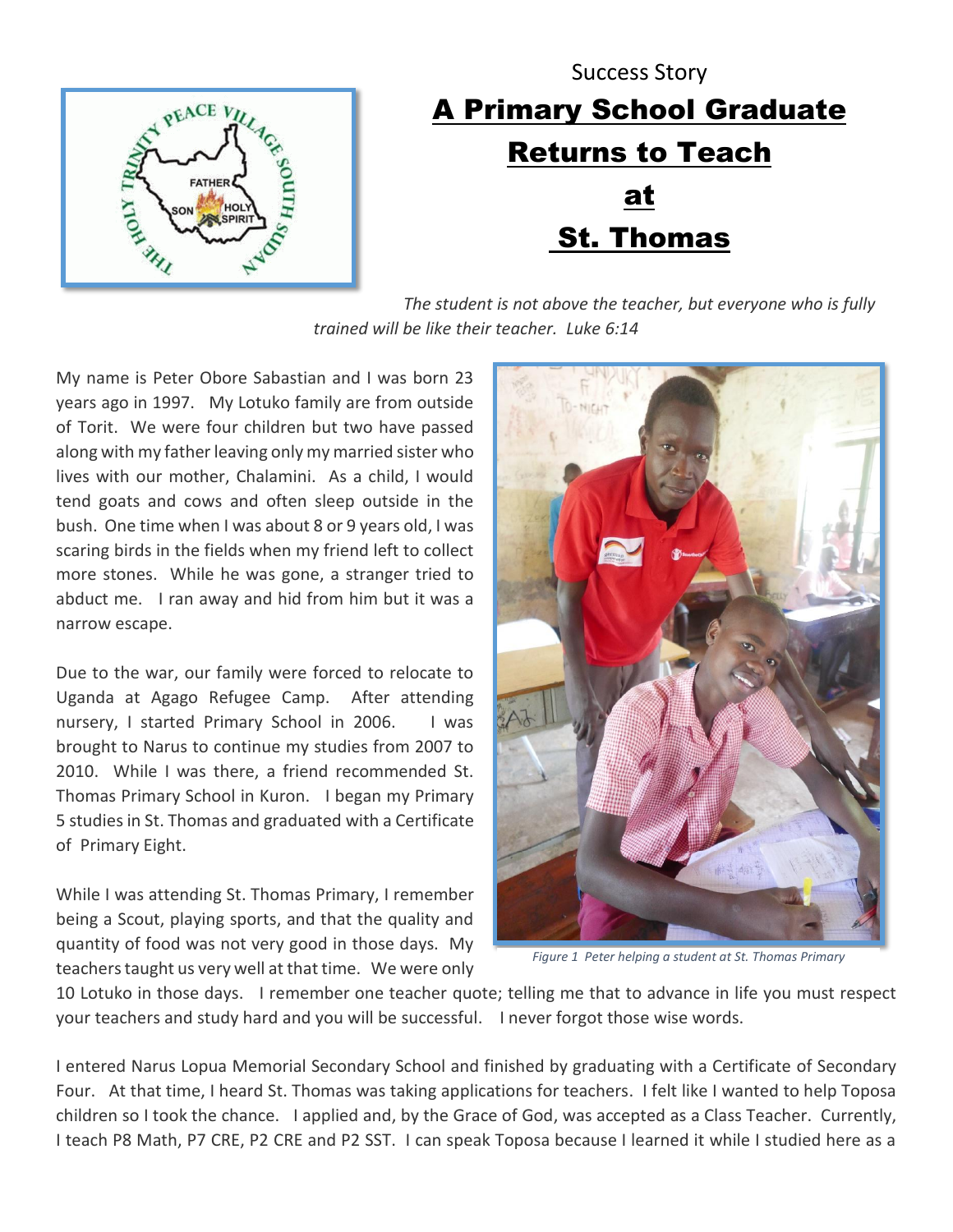Success Story

# A Primary School Graduate Returns to Teach at St. Thomas

*The student is not above the teacher, but everyone who is fully trained will be like their teacher. Luke 6:14*

My name is Peter Obore Sabastian and I was born 23 years ago in 1997. My Lotuko family are from outside of Torit. We were four children but two have passed along with my father leaving only my married sister who lives with our mother, Chalamini. As a child, I would tend goats and cows and often sleep outside in the bush. One time when I was about 8 or 9 years old, I was scaring birds in the fields when my friend left to collect more stones. While he was gone, a stranger tried to abduct me. I ran away and hid from him but it was a narrow escape.

Due to the war, our family were forced to relocate to Uganda at Agago Refugee Camp. After attending nursery, I started Primary School in 2006. I was brought to Narus to continue my studies from 2007 to 2010. While I was there, a friend recommended St. Thomas Primary School in Kuron. I began my Primary 5 studies in St. Thomas and graduated with a Certificate of Primary Eight.

*Figure 1 Peter helping a student at St. Thomas Primary*

While I was attending St. Thomas Primary, I remember being a Scout, playing sports, and that the quality and quantity of food was not very good in those days. My teachers taught us very well at that time. We were only 10 Lotuko in those days. I remember one teacher quote; telling me that to advance in life you must respect your teachers and study hard and you will be successful. I never forgot those wise words.

I entered Narus Lopua Memorial Secondary School and finished by graduating with a Certificate of Secondary Four. At that time, I heard St. Thomas was taking applications for teachers. I felt like I wanted to help Toposa children so I took the chance. I applied and, by the Grace of God, was accepted as a Class Teacher. Currently, I teach P8 Math, P7 CRE, P2 CRE and P2 SST. I can speak Toposa because I learned it while I studied here as a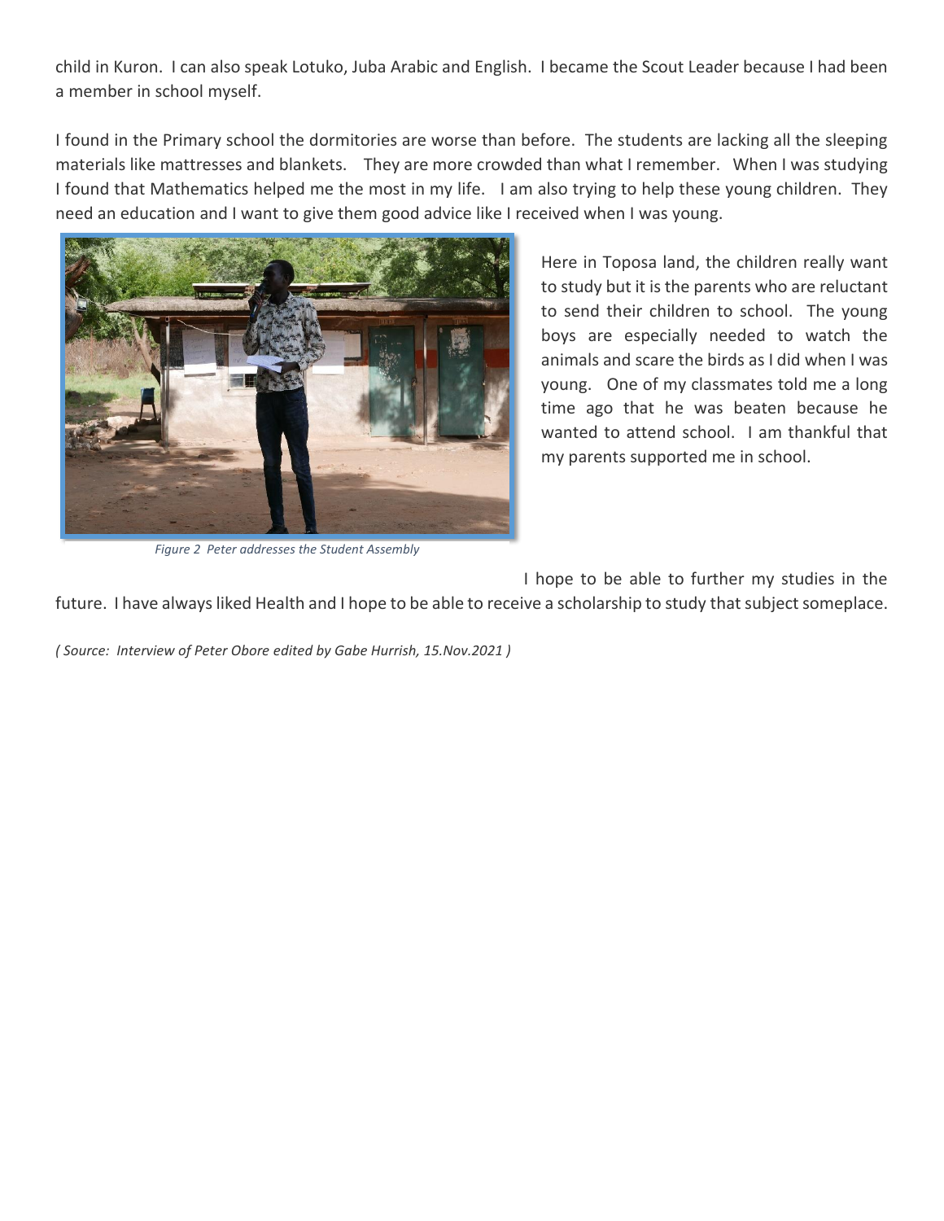child in Kuron. I can also speak Lotuko, Juba Arabic and English. I became the Scout Leader because I had been a member in school myself.

I found in the Primary school the dormitories are worse than before. The students are lacking all the sleeping materials like mattresses and blankets. They are more crowded than what I remember. When I was studying I found that Mathematics helped me the most in my life. I am also trying to help these young children. They need an education and I want to give them good advice like I received when I was young.

*Figure 2 Peter addresses the Student Assembly*

Here in Toposa land, the children really want to study but it is the parents who are reluctant to send their children to school. The young boys are especially needed to watch the animals and scare the birds as I did when I was young. One of my classmates told me a long time ago that he was beaten because he wanted to attend school. I am thankful that my parents supported me in school.

I hope to be able to further my studies in the future. I have always liked Health and I hope to be able to receive a scholarship to study that subject someplace.

*( Source: Interview of Peter Obore edited by Gabe Hurrish, 15.Nov.2021 )*